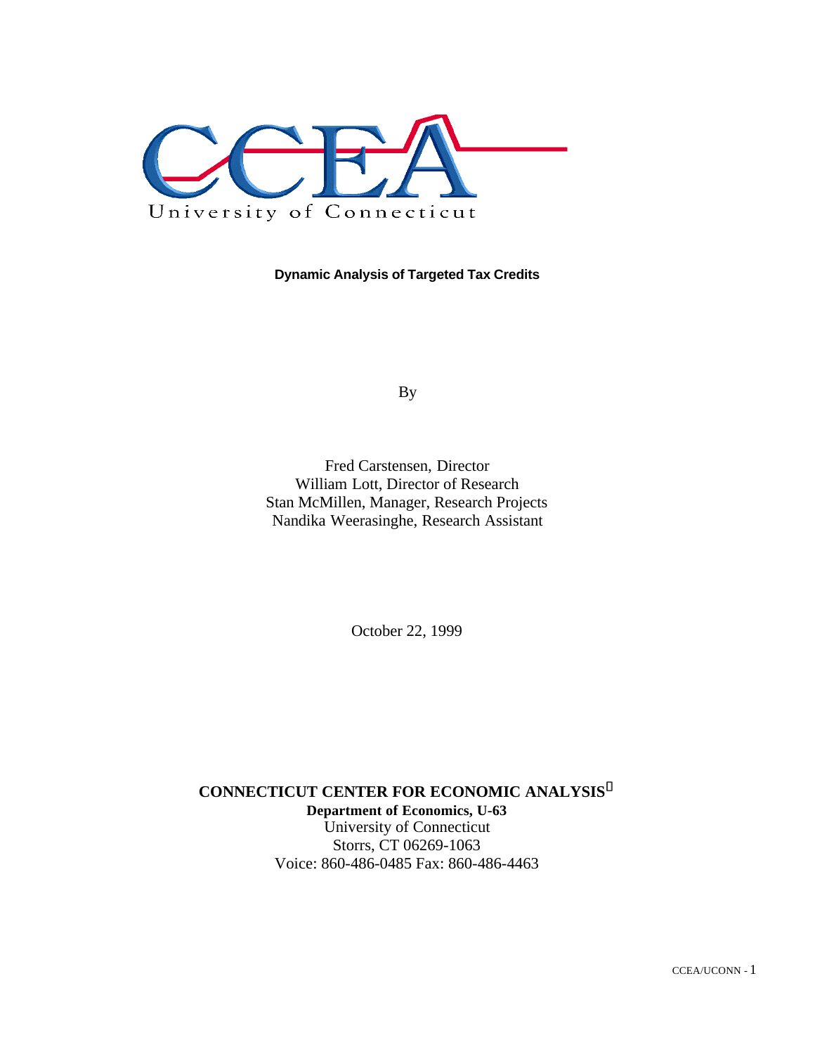CCEA

University of Connecticut

# Dynamic Analysis of Targeted Tax Credits

By

Fred Carstensen, Director
William Lott, Director of Research
Stan McMillen, Manager, Research Projects
Nandika Weerasinghe, Research Assistant

October 22, 1999

**CONNECTICUT CENTER FOR ECONOMIC ANALYSIS**
**Department of Economics, U-63**
University of Connecticut
Storrs, CT 06269-1063
Voice: 860-486-0485 Fax: 860-486-4463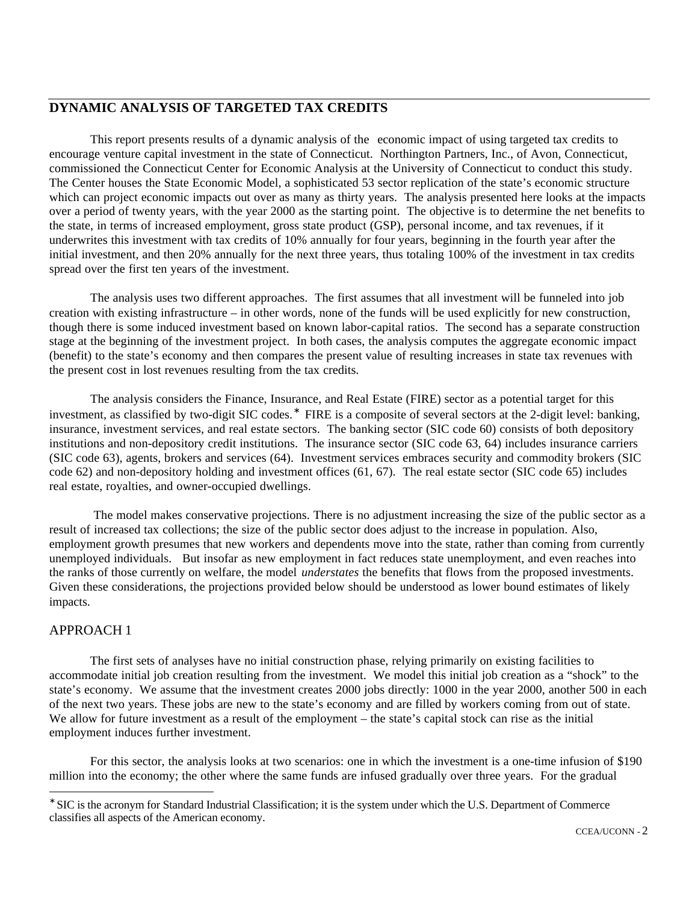## DYNAMIC ANALYSIS OF TARGETED TAX CREDITS

This report presents results of a dynamic analysis of the economic impact of using targeted tax credits to encourage venture capital investment in the state of Connecticut. Northington Partners, Inc., of Avon, Connecticut, commissioned the Connecticut Center for Economic Analysis at the University of Connecticut to conduct this study. The Center houses the State Economic Model, a sophisticated 53 sector replication of the state's economic structure which can project economic impacts out over as many as thirty years. The analysis presented here looks at the impacts over a period of twenty years, with the year 2000 as the starting point. The objective is to determine the net benefits to the state, in terms of increased employment, gross state product (GSP), personal income, and tax revenues, if it underwrites this investment with tax credits of 10% annually for four years, beginning in the fourth year after the initial investment, and then 20% annually for the next three years, thus totaling 100% of the investment in tax credits spread over the first ten years of the investment.

The analysis uses two different approaches. The first assumes that all investment will be funneled into job creation with existing infrastructure – in other words, none of the funds will be used explicitly for new construction, though there is some induced investment based on known labor-capital ratios. The second has a separate construction stage at the beginning of the investment project. In both cases, the analysis computes the aggregate economic impact (benefit) to the state's economy and then compares the present value of resulting increases in state tax revenues with the present cost in lost revenues resulting from the tax credits.

The analysis considers the Finance, Insurance, and Real Estate (FIRE) sector as a potential target for this investment, as classified by two-digit SIC codes.* FIRE is a composite of several sectors at the 2-digit level: banking, insurance, investment services, and real estate sectors. The banking sector (SIC code 60) consists of both depository institutions and non-depository credit institutions. The insurance sector (SIC code 63, 64) includes insurance carriers (SIC code 63), agents, brokers and services (64). Investment services embraces security and commodity brokers (SIC code 62) and non-depository holding and investment offices (61, 67). The real estate sector (SIC code 65) includes real estate, royalties, and owner-occupied dwellings.

The model makes conservative projections. There is no adjustment increasing the size of the public sector as a result of increased tax collections; the size of the public sector does adjust to the increase in population. Also, employment growth presumes that new workers and dependents move into the state, rather than coming from currently unemployed individuals. But insofar as new employment in fact reduces state unemployment, and even reaches into the ranks of those currently on welfare, the model *understates* the benefits that flows from the proposed investments. Given these considerations, the projections provided below should be understood as lower bound estimates of likely impacts.

### APPROACH 1

The first sets of analyses have no initial construction phase, relying primarily on existing facilities to accommodate initial job creation resulting from the investment. We model this initial job creation as a "shock" to the state's economy. We assume that the investment creates 2000 jobs directly: 1000 in the year 2000, another 500 in each of the next two years. These jobs are new to the state's economy and are filled by workers coming from out of state. We allow for future investment as a result of the employment – the state's capital stock can rise as the initial employment induces further investment.

For this sector, the analysis looks at two scenarios: one in which the investment is a one-time infusion of $190 million into the economy; the other where the same funds are infused gradually over three years. For the gradual

---

* SIC is the acronym for Standard Industrial Classification; it is the system under which the U.S. Department of Commerce classifies all aspects of the American economy.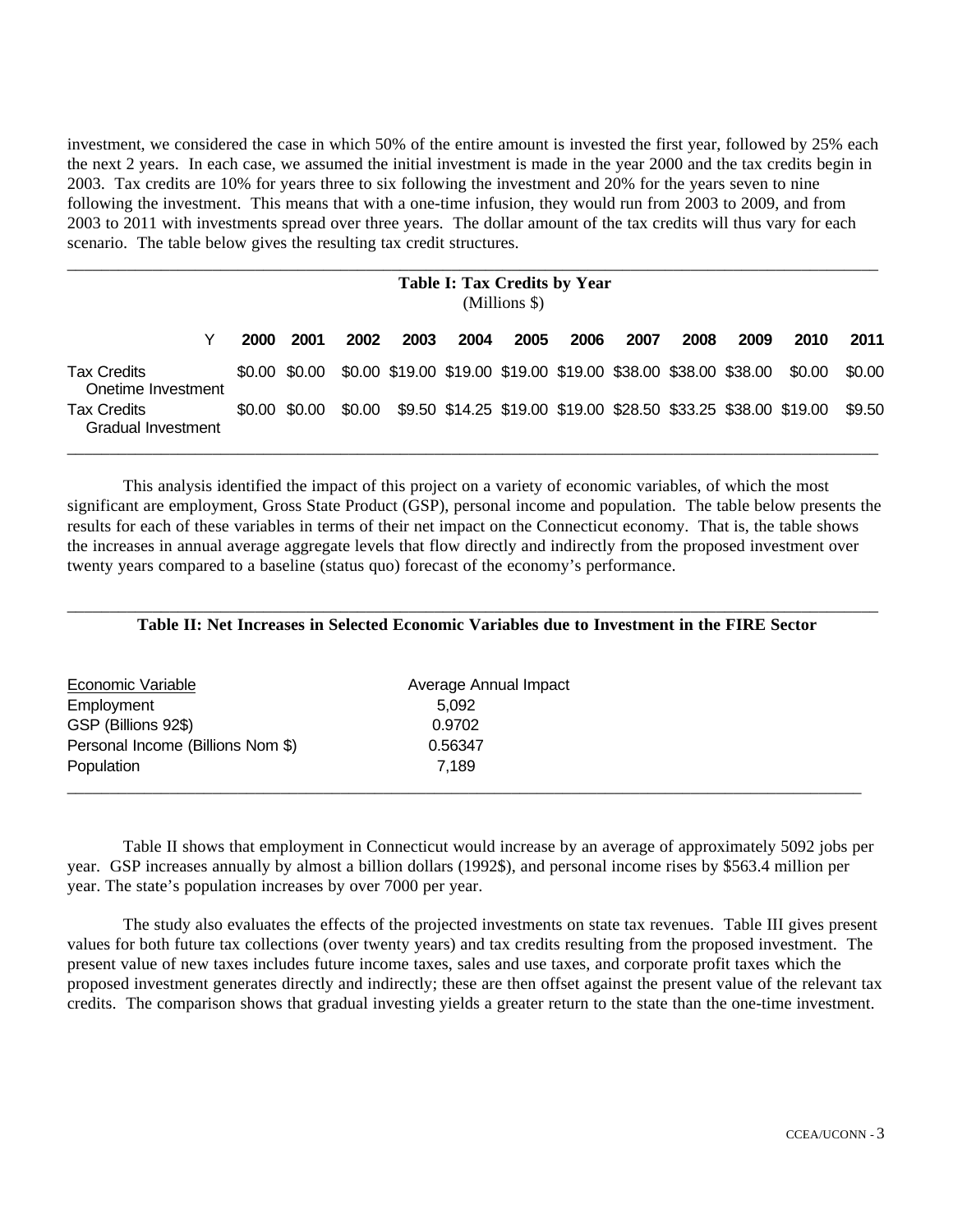investment, we considered the case in which 50% of the entire amount is invested the first year, followed by 25% each the next 2 years. In each case, we assumed the initial investment is made in the year 2000 and the tax credits begin in 2003. Tax credits are 10% for years three to six following the investment and 20% for the years seven to nine following the investment. This means that with a one-time infusion, they would run from 2003 to 2009, and from 2003 to 2011 with investments spread over three years. The dollar amount of the tax credits will thus vary for each scenario. The table below gives the resulting tax credit structures.

**Table I: Tax Credits by Year**
(Millions $)

| Y | 2000 | 2001 | 2002 | 2003 | 2004 | 2005 | 2006 | 2007 | 2008 | 2009 | 2010 | 2011 |
|---|---|---|---|---|---|---|---|---|---|---|---|---|
| Tax Credits Onetime Investment | $0.00 | $0.00 | $0.00 | $19.00 | $19.00 | $19.00 | $19.00 | $38.00 | $38.00 | $38.00 | $0.00 | $0.00 |
| Tax Credits Gradual Investment | $0.00 | $0.00 | $0.00 | $9.50 | $14.25 | $19.00 | $19.00 | $28.50 | $33.25 | $38.00 | $19.00 | $9.50 |

This analysis identified the impact of this project on a variety of economic variables, of which the most significant are employment, Gross State Product (GSP), personal income and population. The table below presents the results for each of these variables in terms of their net impact on the Connecticut economy. That is, the table shows the increases in annual average aggregate levels that flow directly and indirectly from the proposed investment over twenty years compared to a baseline (status quo) forecast of the economy's performance.

**Table II: Net Increases in Selected Economic Variables due to Investment in the FIRE Sector**

| Economic Variable | Average Annual Impact |
|---|---|
| Employment | 5,092 |
| GSP (Billions 92$) | 0.9702 |
| Personal Income (Billions Nom $) | 0.56347 |
| Population | 7,189 |

Table II shows that employment in Connecticut would increase by an average of approximately 5092 jobs per year. GSP increases annually by almost a billion dollars (1992$), and personal income rises by $563.4 million per year. The state's population increases by over 7000 per year.

The study also evaluates the effects of the projected investments on state tax revenues. Table III gives present values for both future tax collections (over twenty years) and tax credits resulting from the proposed investment. The present value of new taxes includes future income taxes, sales and use taxes, and corporate profit taxes which the proposed investment generates directly and indirectly; these are then offset against the present value of the relevant tax credits. The comparison shows that gradual investing yields a greater return to the state than the one-time investment.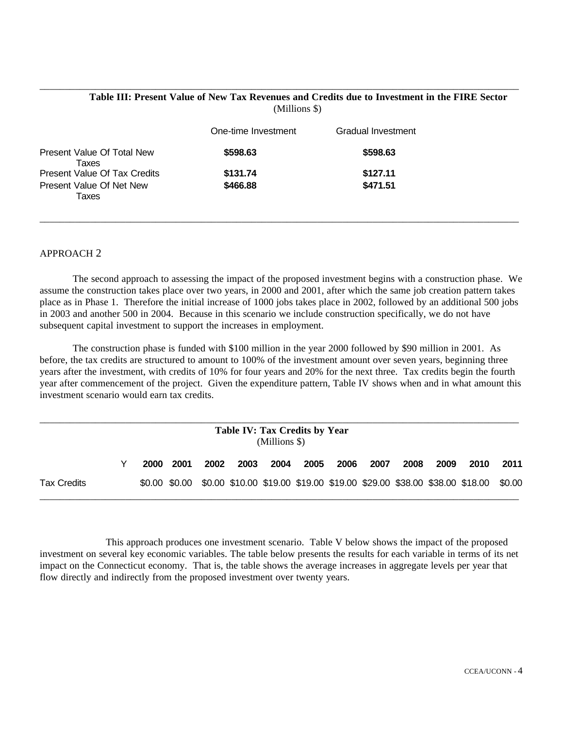**Table III: Present Value of New Tax Revenues and Credits due to Investment in the FIRE Sector**
(Millions $)

| | One-time Investment | Gradual Investment |
|---|---|---|
| Present Value Of Total New Taxes | **$598.63** | **$598.63** |
| Present Value Of Tax Credits | **$131.74** | **$127.11** |
| Present Value Of Net New Taxes | **$466.88** | **$471.51** |

APPROACH 2

The second approach to assessing the impact of the proposed investment begins with a construction phase. We assume the construction takes place over two years, in 2000 and 2001, after which the same job creation pattern takes place as in Phase 1. Therefore the initial increase of 1000 jobs takes place in 2002, followed by an additional 500 jobs in 2003 and another 500 in 2004. Because in this scenario we include construction specifically, we do not have subsequent capital investment to support the increases in employment.

The construction phase is funded with $100 million in the year 2000 followed by $90 million in 2001. As before, the tax credits are structured to amount to 100% of the investment amount over seven years, beginning three years after the investment, with credits of 10% for four years and 20% for the next three. Tax credits begin the fourth year after commencement of the project. Given the expenditure pattern, Table IV shows when and in what amount this investment scenario would earn tax credits.

**Table IV: Tax Credits by Year**
(Millions $)

| Y | 2000 | 2001 | 2002 | 2003 | 2004 | 2005 | 2006 | 2007 | 2008 | 2009 | 2010 | 2011 |
|---|---|---|---|---|---|---|---|---|---|---|---|---|
| Tax Credits | $0.00 | $0.00 | $0.00 | $10.00 | $19.00 | $19.00 | $19.00 | $29.00 | $38.00 | $38.00 | $18.00 | $0.00 |

This approach produces one investment scenario. Table V below shows the impact of the proposed investment on several key economic variables. The table below presents the results for each variable in terms of its net impact on the Connecticut economy. That is, the table shows the average increases in aggregate levels per year that flow directly and indirectly from the proposed investment over twenty years.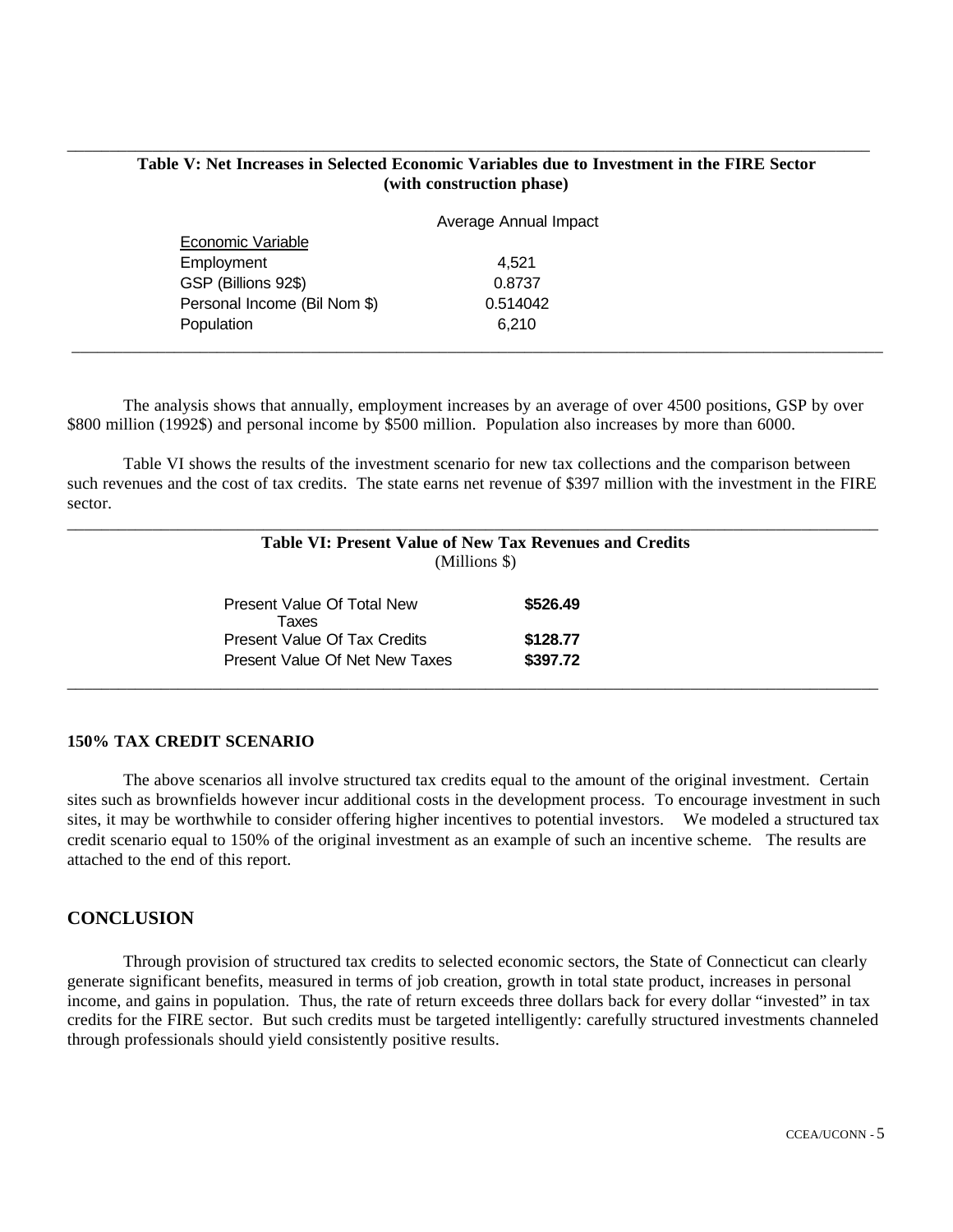**Table V: Net Increases in Selected Economic Variables due to Investment in the FIRE Sector (with construction phase)**

| Economic Variable | Average Annual Impact |
|---|---|
| Employment | 4,521 |
| GSP (Billions 92$) | 0.8737 |
| Personal Income (Bil Nom $) | 0.514042 |
| Population | 6,210 |

The analysis shows that annually, employment increases by an average of over 4500 positions, GSP by over $800 million (1992$) and personal income by $500 million. Population also increases by more than 6000.

Table VI shows the results of the investment scenario for new tax collections and the comparison between such revenues and the cost of tax credits. The state earns net revenue of $397 million with the investment in the FIRE sector.

**Table VI: Present Value of New Tax Revenues and Credits**
(Millions $)

| | |
|---|---|
| Present Value Of Total New Taxes | **$526.49** |
| Present Value Of Tax Credits | **$128.77** |
| Present Value Of Net New Taxes | **$397.72** |

### 150% TAX CREDIT SCENARIO

The above scenarios all involve structured tax credits equal to the amount of the original investment. Certain sites such as brownfields however incur additional costs in the development process. To encourage investment in such sites, it may be worthwhile to consider offering higher incentives to potential investors. We modeled a structured tax credit scenario equal to 150% of the original investment as an example of such an incentive scheme. The results are attached to the end of this report.

## CONCLUSION

Through provision of structured tax credits to selected economic sectors, the State of Connecticut can clearly generate significant benefits, measured in terms of job creation, growth in total state product, increases in personal income, and gains in population. Thus, the rate of return exceeds three dollars back for every dollar "invested" in tax credits for the FIRE sector. But such credits must be targeted intelligently: carefully structured investments channeled through professionals should yield consistently positive results.